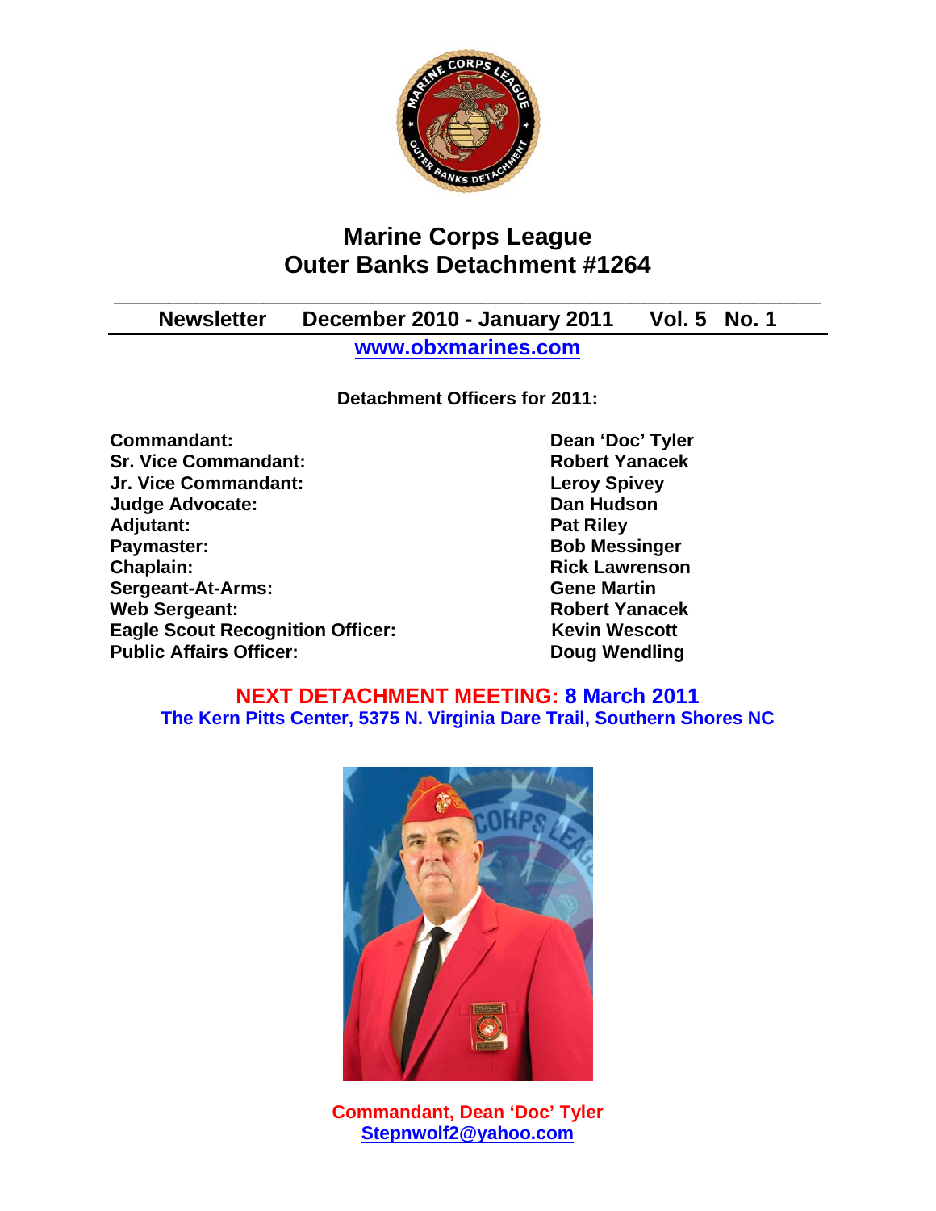# Marine Corps League
# Outer Banks Detachment #1264

**Newsletter December 2010 - January 2011 Vol. 5 No. 1**

**www.obxmarines.com**

**Detachment Officers for 2011:**

| | |
|---|---|
| **Commandant:** | **Dean 'Doc' Tyler** |
| **Sr. Vice Commandant:** | **Robert Yanacek** |
| **Jr. Vice Commandant:** | **Leroy Spivey** |
| **Judge Advocate:** | **Dan Hudson** |
| **Adjutant:** | **Pat Riley** |
| **Paymaster:** | **Bob Messinger** |
| **Chaplain:** | **Rick Lawrenson** |
| **Sergeant-At-Arms:** | **Gene Martin** |
| **Web Sergeant:** | **Robert Yanacek** |
| **Eagle Scout Recognition Officer:** | **Kevin Wescott** |
| **Public Affairs Officer:** | **Doug Wendling** |

**NEXT DETACHMENT MEETING: 8 March 2011**
**The Kern Pitts Center, 5375 N. Virginia Dare Trail, Southern Shores NC**

**Commandant, Dean 'Doc' Tyler**
**Stepnwolf2@yahoo.com**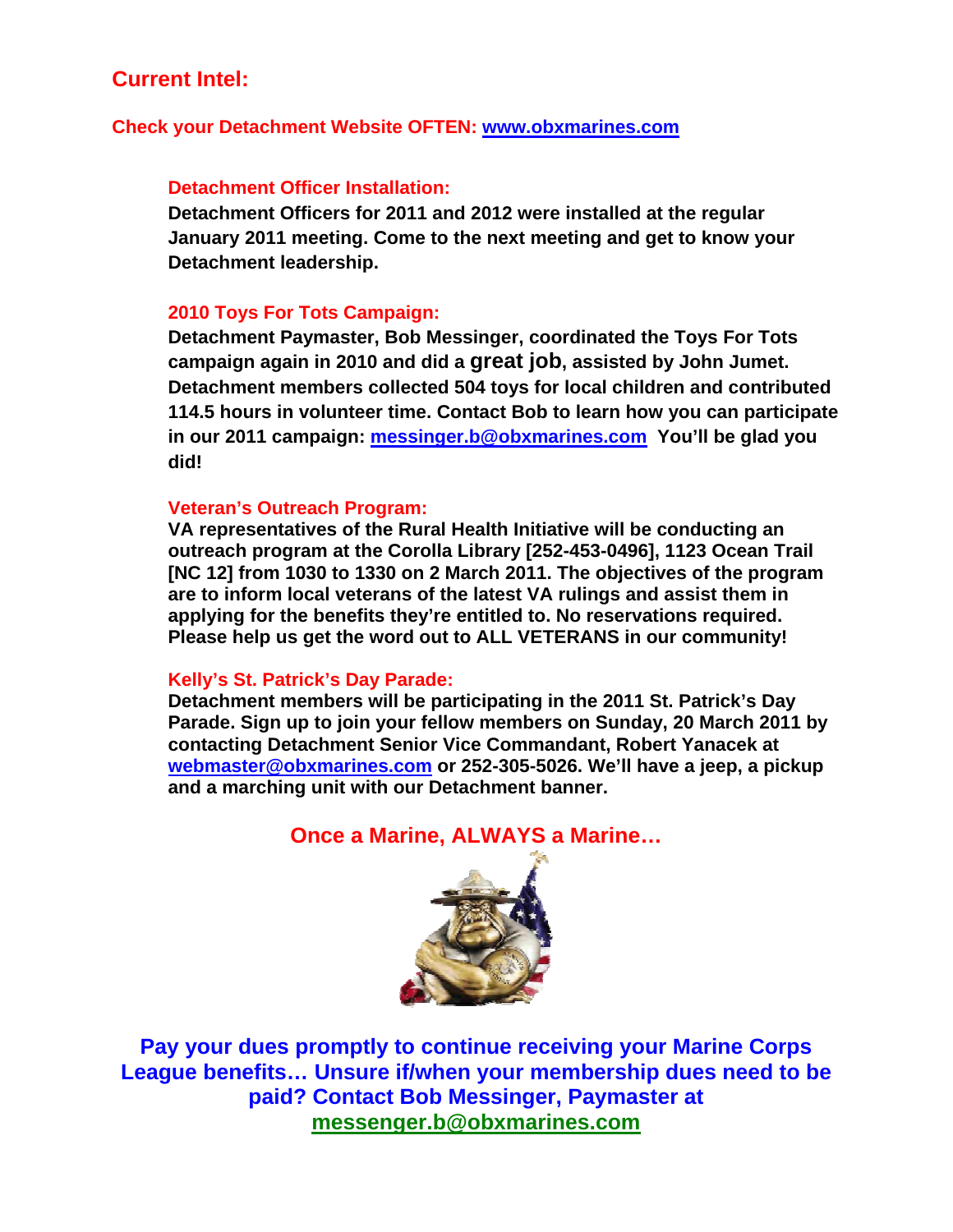## Current Intel:

**Check your Detachment Website OFTEN: [www.obxmarines.com](http://www.obxmarines.com)**

### Detachment Officer Installation:

**Detachment Officers for 2011 and 2012 were installed at the regular January 2011 meeting. Come to the next meeting and get to know your Detachment leadership.**

### 2010 Toys For Tots Campaign:

**Detachment Paymaster, Bob Messinger, coordinated the Toys For Tots campaign again in 2010 and did a great job, assisted by John Jumet. Detachment members collected 504 toys for local children and contributed 114.5 hours in volunteer time. Contact Bob to learn how you can participate in our 2011 campaign: [messinger.b@obxmarines.com](mailto:messinger.b@obxmarines.com) You'll be glad you did!**

### Veteran's Outreach Program:

**VA representatives of the Rural Health Initiative will be conducting an outreach program at the Corolla Library [252-453-0496], 1123 Ocean Trail [NC 12] from 1030 to 1330 on 2 March 2011. The objectives of the program are to inform local veterans of the latest VA rulings and assist them in applying for the benefits they're entitled to. No reservations required. Please help us get the word out to ALL VETERANS in our community!**

### Kelly's St. Patrick's Day Parade:

**Detachment members will be participating in the 2011 St. Patrick's Day Parade. Sign up to join your fellow members on Sunday, 20 March 2011 by contacting Detachment Senior Vice Commandant, Robert Yanacek at [webmaster@obxmarines.com](mailto:webmaster@obxmarines.com) or 252-305-5026. We'll have a jeep, a pickup and a marching unit with our Detachment banner.**

**Once a Marine, ALWAYS a Marine…**

**Pay your dues promptly to continue receiving your Marine Corps League benefits… Unsure if/when your membership dues need to be paid? Contact Bob Messinger, Paymaster at [messenger.b@obxmarines.com](mailto:messenger.b@obxmarines.com)**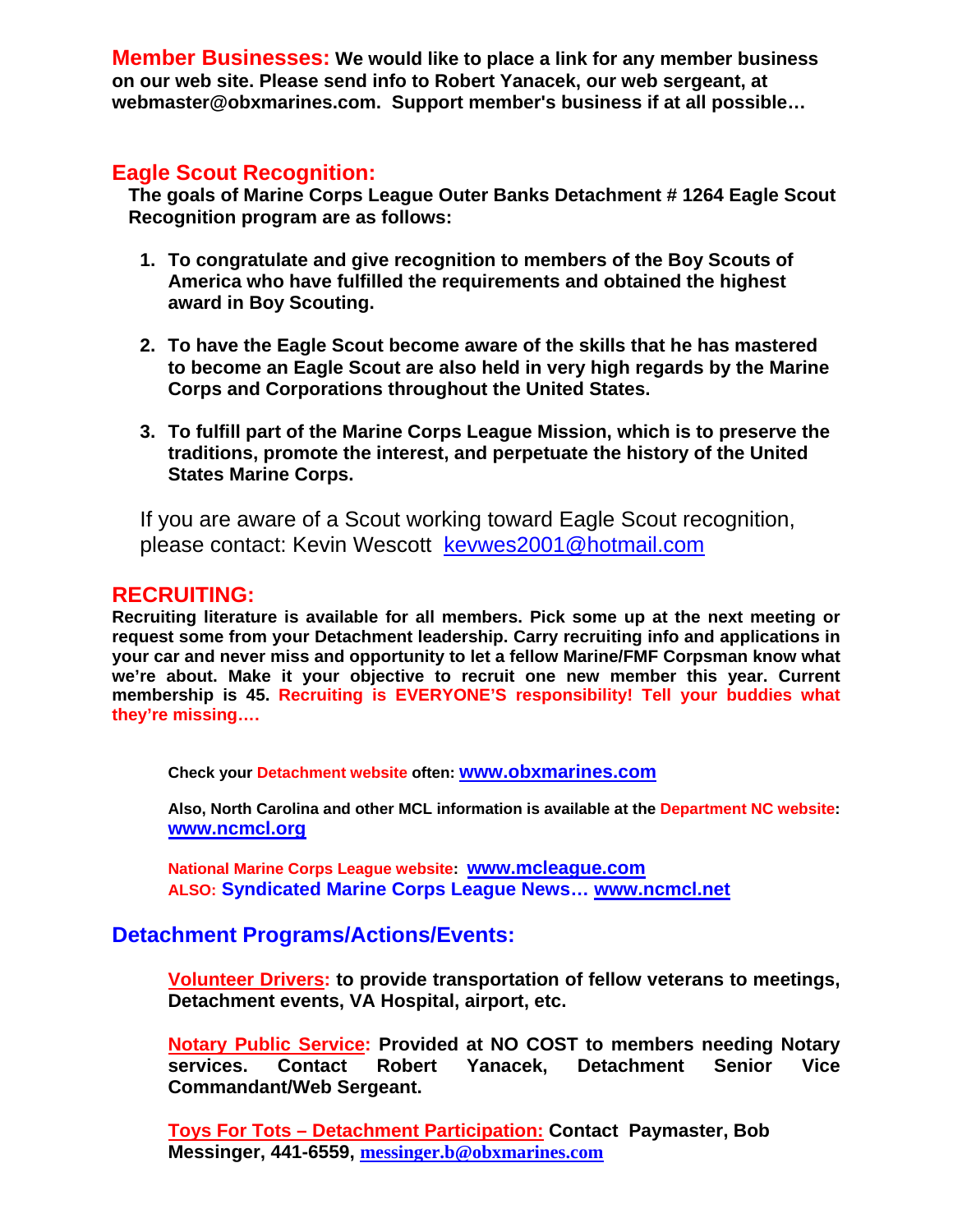**Member Businesses:** **We would like to place a link for any member business on our web site. Please send info to Robert Yanacek, our web sergeant, at webmaster@obxmarines.com. Support member's business if at all possible…**

## Eagle Scout Recognition:

**The goals of Marine Corps League Outer Banks Detachment # 1264 Eagle Scout Recognition program are as follows:**

1. **To congratulate and give recognition to members of the Boy Scouts of America who have fulfilled the requirements and obtained the highest award in Boy Scouting.**

2. **To have the Eagle Scout become aware of the skills that he has mastered to become an Eagle Scout are also held in very high regards by the Marine Corps and Corporations throughout the United States.**

3. **To fulfill part of the Marine Corps League Mission, which is to preserve the traditions, promote the interest, and perpetuate the history of the United States Marine Corps.**

If you are aware of a Scout working toward Eagle Scout recognition, please contact: Kevin Wescott kevwes2001@hotmail.com

## RECRUITING:

**Recruiting literature is available for all members. Pick some up at the next meeting or request some from your Detachment leadership. Carry recruiting info and applications in your car and never miss and opportunity to let a fellow Marine/FMF Corpsman know what we're about. Make it your objective to recruit one new member this year. Current membership is 45. Recruiting is EVERYONE'S responsibility! Tell your buddies what they're missing….**

**Check your Detachment website often: www.obxmarines.com**

**Also, North Carolina and other MCL information is available at the Department NC website: www.ncmcl.org**

**National Marine Corps League website: www.mcleague.com**
**ALSO: Syndicated Marine Corps League News… www.ncmcl.net**

## Detachment Programs/Actions/Events:

**Volunteer Drivers: to provide transportation of fellow veterans to meetings, Detachment events, VA Hospital, airport, etc.**

**Notary Public Service: Provided at NO COST to members needing Notary services. Contact Robert Yanacek, Detachment Senior Vice Commandant/Web Sergeant.**

**Toys For Tots – Detachment Participation: Contact Paymaster, Bob Messinger, 441-6559, messinger.b@obxmarines.com**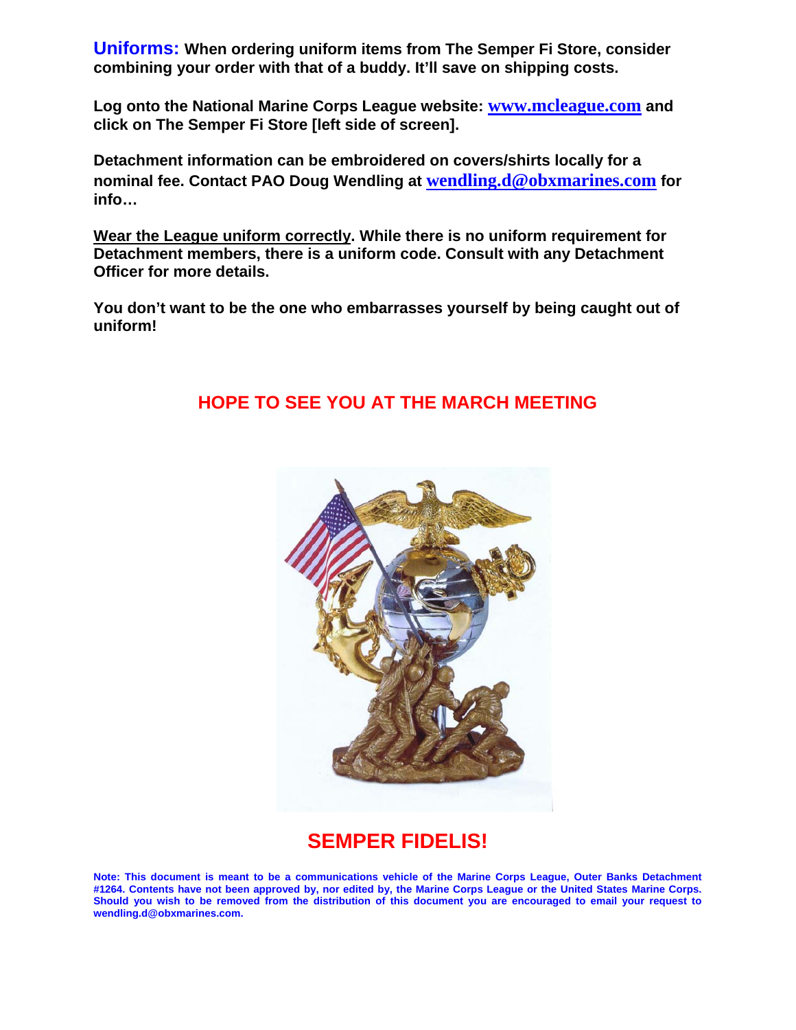**Uniforms:** **When ordering uniform items from The Semper Fi Store, consider combining your order with that of a buddy. It'll save on shipping costs.**

**Log onto the National Marine Corps League website: [www.mcleague.com](http://www.mcleague.com) and click on The Semper Fi Store [left side of screen].**

**Detachment information can be embroidered on covers/shirts locally for a nominal fee. Contact PAO Doug Wendling at [wendling.d@obxmarines.com](mailto:wendling.d@obxmarines.com) for info…**

**Wear the League uniform correctly. While there is no uniform requirement for Detachment members, there is a uniform code. Consult with any Detachment Officer for more details.**

**You don't want to be the one who embarrasses yourself by being caught out of uniform!**

## HOPE TO SEE YOU AT THE MARCH MEETING

## SEMPER FIDELIS!

**Note: This document is meant to be a communications vehicle of the Marine Corps League, Outer Banks Detachment #1264. Contents have not been approved by, nor edited by, the Marine Corps League or the United States Marine Corps. Should you wish to be removed from the distribution of this document you are encouraged to email your request to wendling.d@obxmarines.com.**